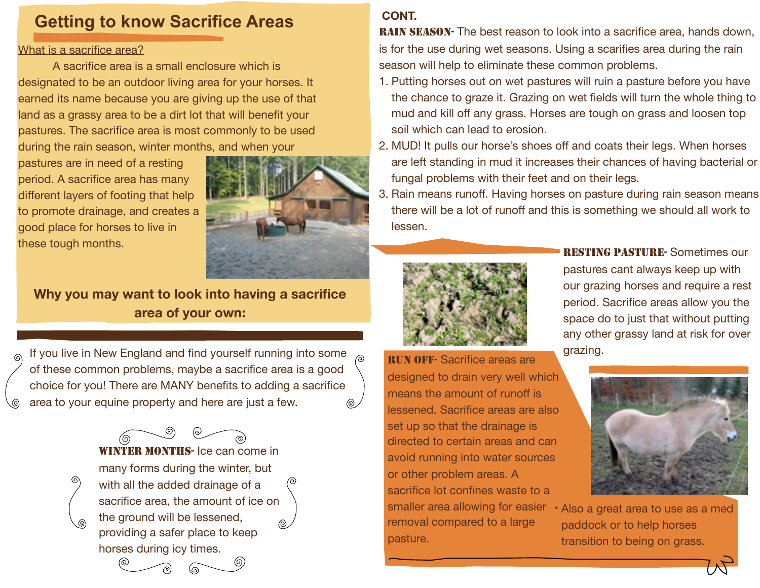# Getting to know Sacrifice Areas

What is a sacrifice area?

A sacrifice area is a small enclosure which is designated to be an outdoor living area for your horses. It earned its name because you are giving up the use of that land as a grassy area to be a dirt lot that will benefit your pastures. The sacrifice area is most commonly to be used during the rain season, winter months, and when your pastures are in need of a resting period. A sacrifice area has many different layers of footing that help to promote drainage, and creates a good place for horses to live in these tough months.

## Why you may want to look into having a sacrifice area of your own:

If you live in New England and find yourself running into some of these common problems, maybe a sacrifice area is a good choice for you! There are MANY benefits to adding a sacrifice area to your equine property and here are just a few.

**WINTER MONTHS**- Ice can come in many forms during the winter, but with all the added drainage of a sacrifice area, the amount of ice on the ground will be lessened, providing a safer place to keep horses during icy times.

**CONT.**

**RAIN SEASON**- The best reason to look into a sacrifice area, hands down, is for the use during wet seasons. Using a scarifies area during the rain season will help to eliminate these common problems.

1. Putting horses out on wet pastures will ruin a pasture before you have the chance to graze it. Grazing on wet fields will turn the whole thing to mud and kill off any grass. Horses are tough on grass and loosen top soil which can lead to erosion.
2. MUD! It pulls our horse's shoes off and coats their legs. When horses are left standing in mud it increases their chances of having bacterial or fungal problems with their feet and on their legs.
3. Rain means runoff. Having horses on pasture during rain season means there will be a lot of runoff and this is something we should all work to lessen.

**RESTING PASTURE**- Sometimes our pastures cant always keep up with our grazing horses and require a rest period. Sacrifice areas allow you the space do to just that without putting any other grassy land at risk for over grazing.

**RUN OFF**- Sacrifice areas are designed to drain very well which means the amount of runoff is lessened. Sacrifice areas are also set up so that the drainage is directed to certain areas and can avoid running into water sources or other problem areas. A sacrifice lot confines waste to a smaller area allowing for easier removal compared to a large pasture.

- Also a great area to use as a med paddock or to help horses transition to being on grass.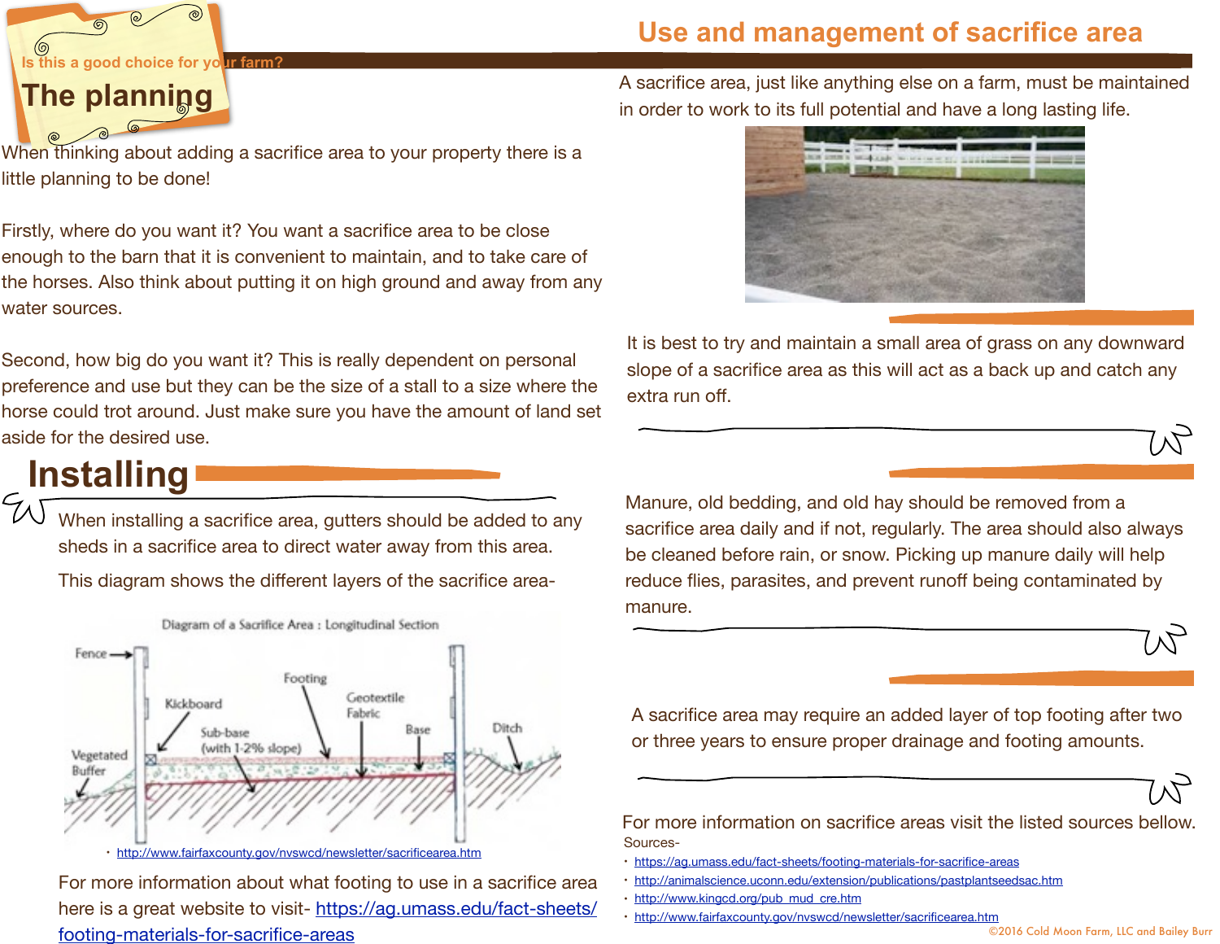Is this a good choice for your farm?

## The planning

When thinking about adding a sacrifice area to your property there is a little planning to be done!

Firstly, where do you want it? You want a sacrifice area to be close enough to the barn that it is convenient to maintain, and to take care of the horses. Also think about putting it on high ground and away from any water sources.

Second, how big do you want it? This is really dependent on personal preference and use but they can be the size of a stall to a size where the horse could trot around. Just make sure you have the amount of land set aside for the desired use.

## Installing

When installing a sacrifice area, gutters should be added to any sheds in a sacrifice area to direct water away from this area.

This diagram shows the different layers of the sacrifice area-

Diagram of a Sacrifice Area : Longitudinal Section

Fence

Kickboard

Footing

Geotextile Fabric

Sub-base (with 1-2% slope)

Base

Ditch

Vegetated Buffer

- http://www.fairfaxcounty.gov/nvswcd/newsletter/sacrificearea.htm

For more information about what footing to use in a sacrifice area here is a great website to visit- https://ag.umass.edu/fact-sheets/footing-materials-for-sacrifice-areas

## Use and management of sacrifice area

A sacrifice area, just like anything else on a farm, must be maintained in order to work to its full potential and have a long lasting life.

It is best to try and maintain a small area of grass on any downward slope of a sacrifice area as this will act as a back up and catch any extra run off.

Manure, old bedding, and old hay should be removed from a sacrifice area daily and if not, regularly. The area should also always be cleaned before rain, or snow. Picking up manure daily will help reduce flies, parasites, and prevent runoff being contaminated by manure.

A sacrifice area may require an added layer of top footing after two or three years to ensure proper drainage and footing amounts.

For more information on sacrifice areas visit the listed sources bellow.

Sources-

- https://ag.umass.edu/fact-sheets/footing-materials-for-sacrifice-areas
- http://animalscience.uconn.edu/extension/publications/pastplantseedsac.htm
- http://www.kingcd.org/pub_mud_cre.htm
- http://www.fairfaxcounty.gov/nvswcd/newsletter/sacrificearea.htm

©2016 Cold Moon Farm, LLC and Bailey Burr